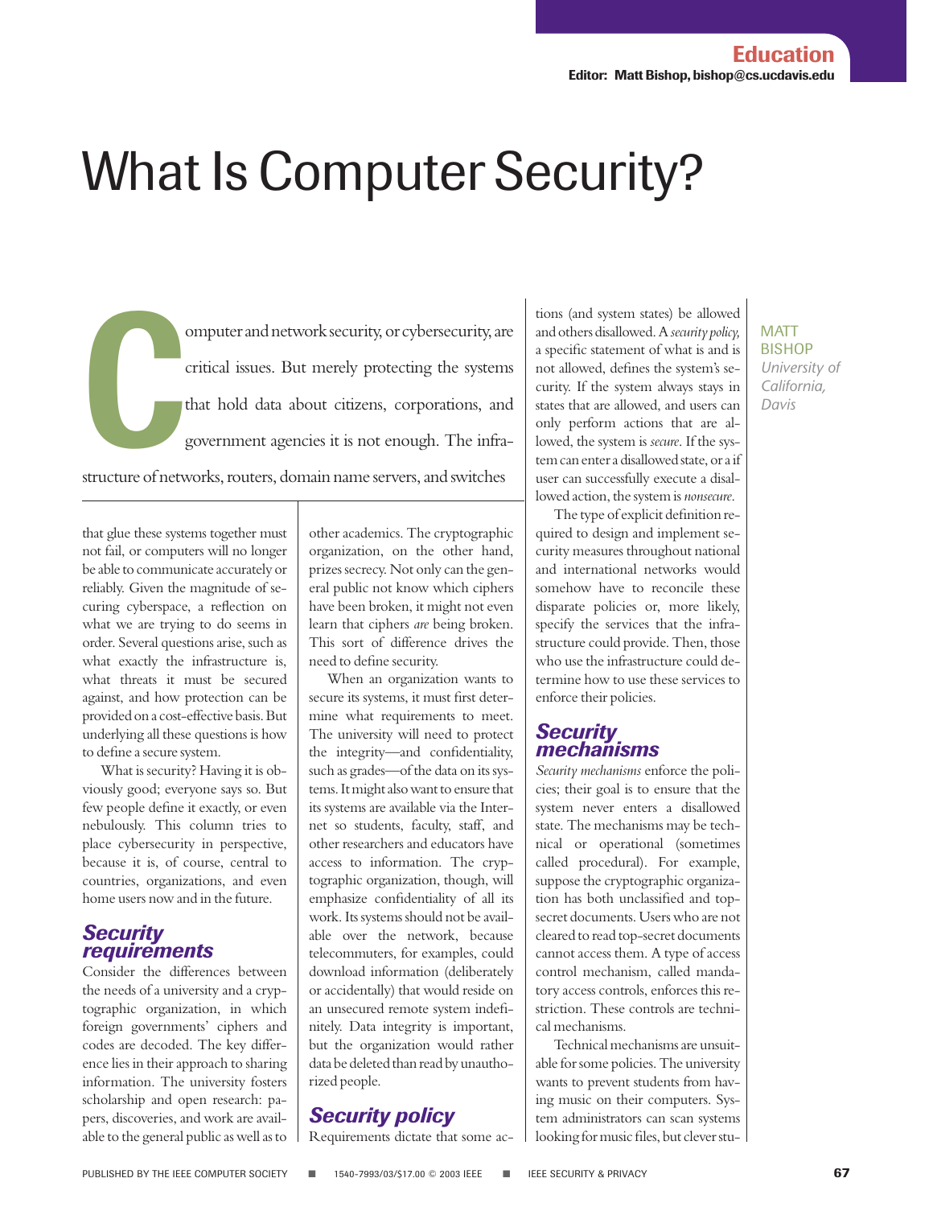# What Is Computer Security?

MATT BISHOP
*University of California, Davis*

Computer and network security, or cybersecurity, are critical issues. But merely protecting the systems that hold data about citizens, corporations, and government agencies it is not enough. The infrastructure of networks, routers, domain name servers, and switches that glue these systems together must not fail, or computers will no longer be able to communicate accurately or reliably. Given the magnitude of securing cyberspace, a reflection on what we are trying to do seems in order. Several questions arise, such as what exactly the infrastructure is, what threats it must be secured against, and how protection can be provided on a cost-effective basis. But underlying all these questions is how to define a secure system.

What is security? Having it is obviously good; everyone says so. But few people define it exactly, or even nebulously. This column tries to place cybersecurity in perspective, because it is, of course, central to countries, organizations, and even home users now and in the future.

## Security requirements

Consider the differences between the needs of a university and a cryptographic organization, in which foreign governments' ciphers and codes are decoded. The key difference lies in their approach to sharing information. The university fosters scholarship and open research: papers, discoveries, and work are available to the general public as well as to other academics. The cryptographic organization, on the other hand, prizes secrecy. Not only can the general public not know which ciphers have been broken, it might not even learn that ciphers *are* being broken. This sort of difference drives the need to define security.

When an organization wants to secure its systems, it must first determine what requirements to meet. The university will need to protect the integrity—and confidentiality, such as grades—of the data on its systems. It might also want to ensure that its systems are available via the Internet so students, faculty, staff, and other researchers and educators have access to information. The cryptographic organization, though, will emphasize confidentiality of all its work. Its systems should not be available over the network, because telecommuters, for examples, could download information (deliberately or accidentally) that would reside on an unsecured remote system indefinitely. Data integrity is important, but the organization would rather data be deleted than read by unauthorized people.

## Security policy

Requirements dictate that some actions (and system states) be allowed and others disallowed. A *security policy,* a specific statement of what is and is not allowed, defines the system's security. If the system always stays in states that are allowed, and users can only perform actions that are allowed, the system is *secure*. If the system can enter a disallowed state, or a if user can successfully execute a disallowed action, the system is *nonsecure*.

The type of explicit definition required to design and implement security measures throughout national and international networks would somehow have to reconcile these disparate policies or, more likely, specify the services that the infrastructure could provide. Then, those who use the infrastructure could determine how to use these services to enforce their policies.

## Security mechanisms

*Security mechanisms* enforce the policies; their goal is to ensure that the system never enters a disallowed state. The mechanisms may be technical or operational (sometimes called procedural). For example, suppose the cryptographic organization has both unclassified and top-secret documents. Users who are not cleared to read top-secret documents cannot access them. A type of access control mechanism, called mandatory access controls, enforces this restriction. These controls are technical mechanisms.

Technical mechanisms are unsuitable for some policies. The university wants to prevent students from having music on their computers. System administrators can scan systems looking for music files, but clever stu-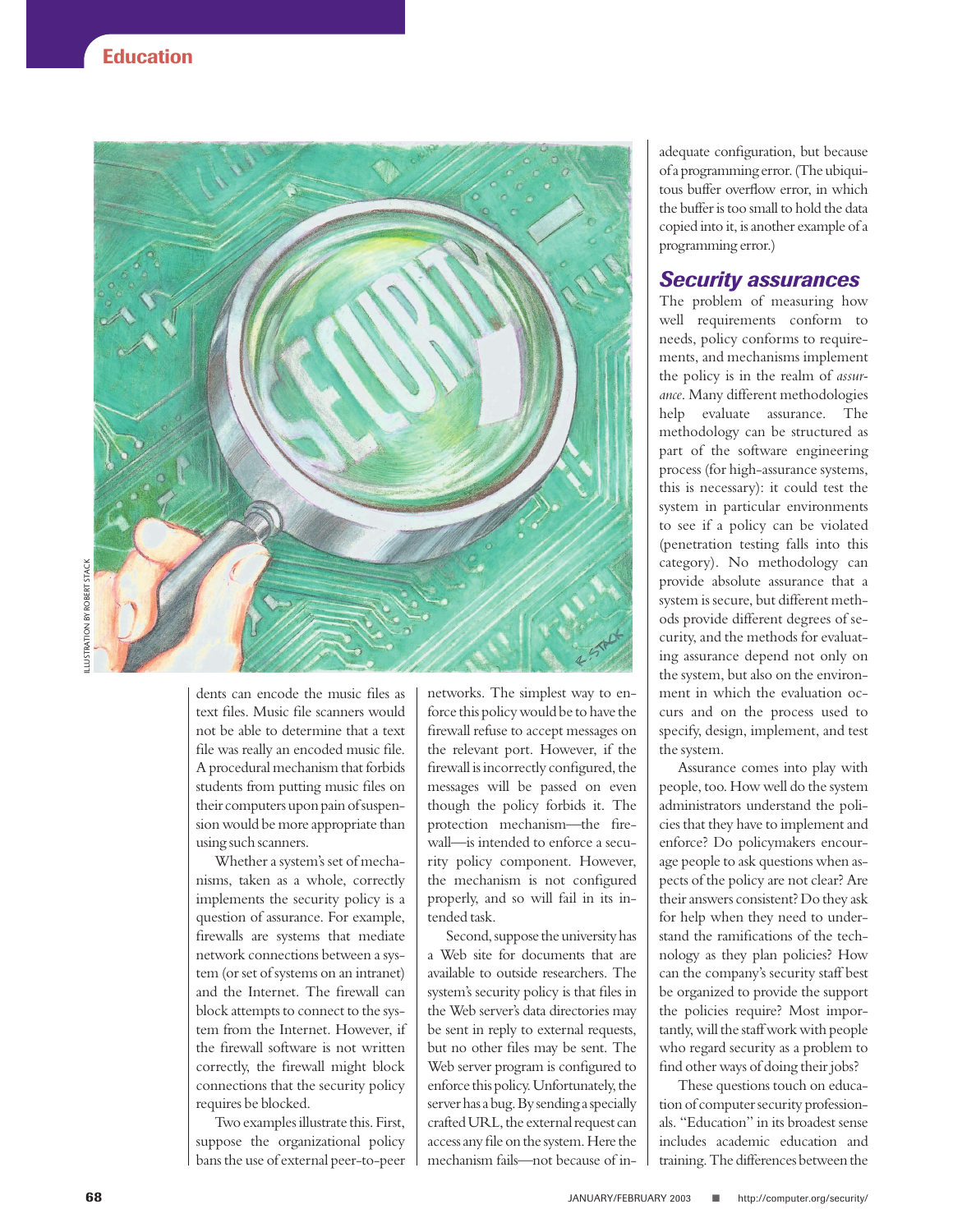dents can encode the music files as text files. Music file scanners would not be able to determine that a text file was really an encoded music file. A procedural mechanism that forbids students from putting music files on their computers upon pain of suspension would be more appropriate than using such scanners.

Whether a system's set of mechanisms, taken as a whole, correctly implements the security policy is a question of assurance. For example, firewalls are systems that mediate network connections between a system (or set of systems on an intranet) and the Internet. The firewall can block attempts to connect to the system from the Internet. However, if the firewall software is not written correctly, the firewall might block connections that the security policy requires be blocked.

Two examples illustrate this. First, suppose the organizational policy bans the use of external peer-to-peer networks. The simplest way to enforce this policy would be to have the firewall refuse to accept messages on the relevant port. However, if the firewall is incorrectly configured, the messages will be passed on even though the policy forbids it. The protection mechanism—the firewall—is intended to enforce a security policy component. However, the mechanism is not configured properly, and so will fail in its intended task.

Second, suppose the university has a Web site for documents that are available to outside researchers. The system's security policy is that files in the Web server's data directories may be sent in reply to external requests, but no other files may be sent. The Web server program is configured to enforce this policy. Unfortunately, the server has a bug. By sending a specially crafted URL, the external request can access any file on the system. Here the mechanism fails—not because of inadequate configuration, but because of a programming error. (The ubiquitous buffer overflow error, in which the buffer is too small to hold the data copied into it, is another example of a programming error.)

## Security assurances

The problem of measuring how well requirements conform to needs, policy conforms to requirements, and mechanisms implement the policy is in the realm of *assurance*. Many different methodologies help evaluate assurance. The methodology can be structured as part of the software engineering process (for high-assurance systems, this is necessary): it could test the system in particular environments to see if a policy can be violated (penetration testing falls into this category). No methodology can provide absolute assurance that a system is secure, but different methods provide different degrees of security, and the methods for evaluating assurance depend not only on the system, but also on the environment in which the evaluation occurs and on the process used to specify, design, implement, and test the system.

Assurance comes into play with people, too. How well do the system administrators understand the policies that they have to implement and enforce? Do policymakers encourage people to ask questions when aspects of the policy are not clear? Are their answers consistent? Do they ask for help when they need to understand the ramifications of the technology as they plan policies? How can the company's security staff best be organized to provide the support the policies require? Most importantly, will the staff work with people who regard security as a problem to find other ways of doing their jobs?

These questions touch on education of computer security professionals. "Education" in its broadest sense includes academic education and training. The differences between the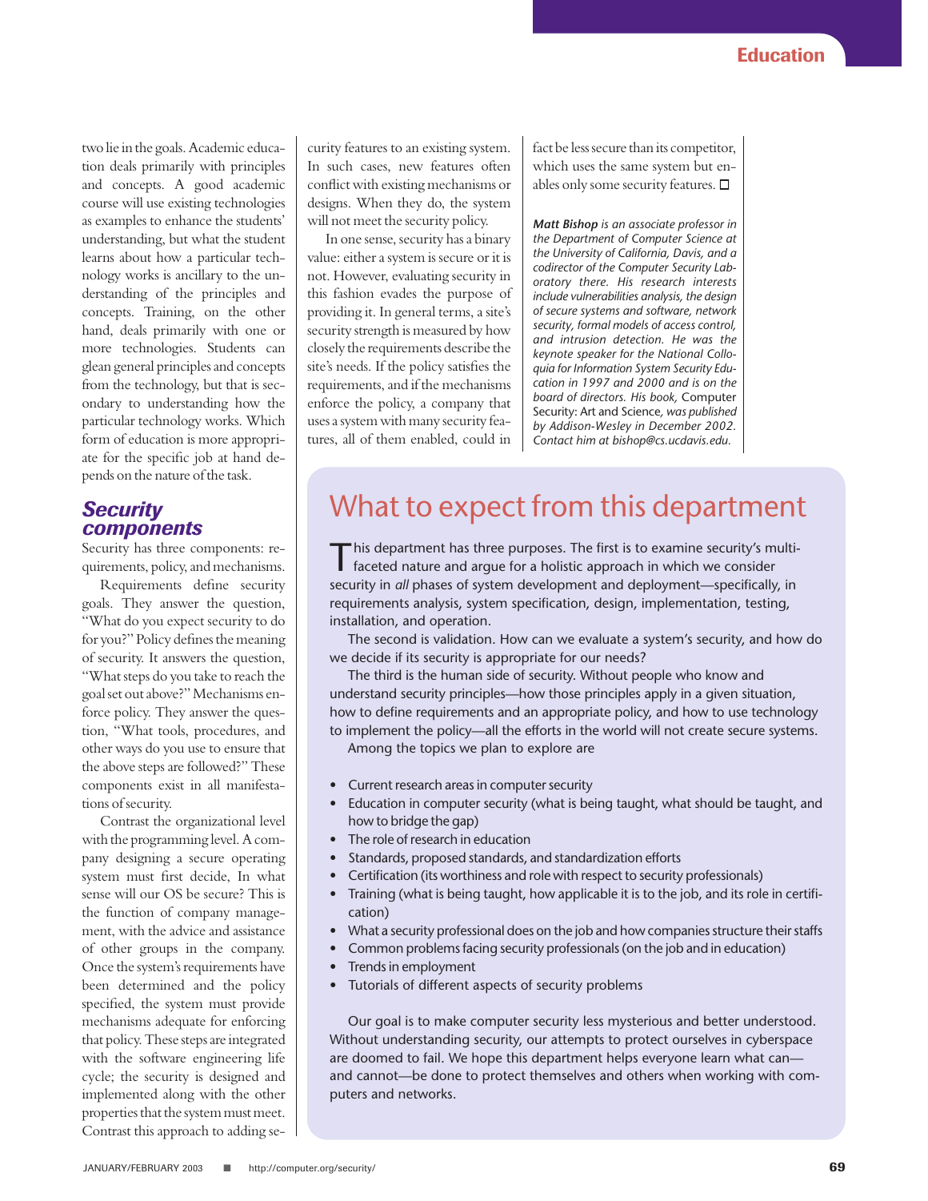two lie in the goals. Academic education deals primarily with principles and concepts. A good academic course will use existing technologies as examples to enhance the students' understanding, but what the student learns about how a particular technology works is ancillary to the understanding of the principles and concepts. Training, on the other hand, deals primarily with one or more technologies. Students can glean general principles and concepts from the technology, but that is secondary to understanding how the particular technology works. Which form of education is more appropriate for the specific job at hand depends on the nature of the task.

## Security components

Security has three components: requirements, policy, and mechanisms.

Requirements define security goals. They answer the question, "What do you expect security to do for you?" Policy defines the meaning of security. It answers the question, "What steps do you take to reach the goal set out above?" Mechanisms enforce policy. They answer the question, "What tools, procedures, and other ways do you use to ensure that the above steps are followed?" These components exist in all manifestations of security.

Contrast the organizational level with the programming level. A company designing a secure operating system must first decide, In what sense will our OS be secure? This is the function of company management, with the advice and assistance of other groups in the company. Once the system's requirements have been determined and the policy specified, the system must provide mechanisms adequate for enforcing that policy. These steps are integrated with the software engineering life cycle; the security is designed and implemented along with the other properties that the system must meet. Contrast this approach to adding security features to an existing system. In such cases, new features often conflict with existing mechanisms or designs. When they do, the system will not meet the security policy.

In one sense, security has a binary value: either a system is secure or it is not. However, evaluating security in this fashion evades the purpose of providing it. In general terms, a site's security strength is measured by how closely the requirements describe the site's needs. If the policy satisfies the requirements, and if the mechanisms enforce the policy, a company that uses a system with many security features, all of them enabled, could in fact be less secure than its competitor, which uses the same system but enables only some security features. □

***Matt Bishop** is an associate professor in the Department of Computer Science at the University of California, Davis, and a codirector of the Computer Security Laboratory there. His research interests include vulnerabilities analysis, the design of secure systems and software, network security, formal models of access control, and intrusion detection. He was the keynote speaker for the National Colloquia for Information System Security Education in 1997 and 2000 and is on the board of directors. His book,* Computer Security: Art and Science, *was published by Addison-Wesley in December 2002. Contact him at bishop@cs.ucdavis.edu.*

## What to expect from this department

This department has three purposes. The first is to examine security's multifaceted nature and argue for a holistic approach in which we consider security in *all* phases of system development and deployment—specifically, in requirements analysis, system specification, design, implementation, testing, installation, and operation.

The second is validation. How can we evaluate a system's security, and how do we decide if its security is appropriate for our needs?

The third is the human side of security. Without people who know and understand security principles—how those principles apply in a given situation, how to define requirements and an appropriate policy, and how to use technology to implement the policy—all the efforts in the world will not create secure systems.

Among the topics we plan to explore are

- Current research areas in computer security
- Education in computer security (what is being taught, what should be taught, and how to bridge the gap)
- The role of research in education
- Standards, proposed standards, and standardization efforts
- Certification (its worthiness and role with respect to security professionals)
- Training (what is being taught, how applicable it is to the job, and its role in certification)
- What a security professional does on the job and how companies structure their staffs
- Common problems facing security professionals (on the job and in education)
- Trends in employment
- Tutorials of different aspects of security problems

Our goal is to make computer security less mysterious and better understood. Without understanding security, our attempts to protect ourselves in cyberspace are doomed to fail. We hope this department helps everyone learn what can—and cannot—be done to protect themselves and others when working with computers and networks.